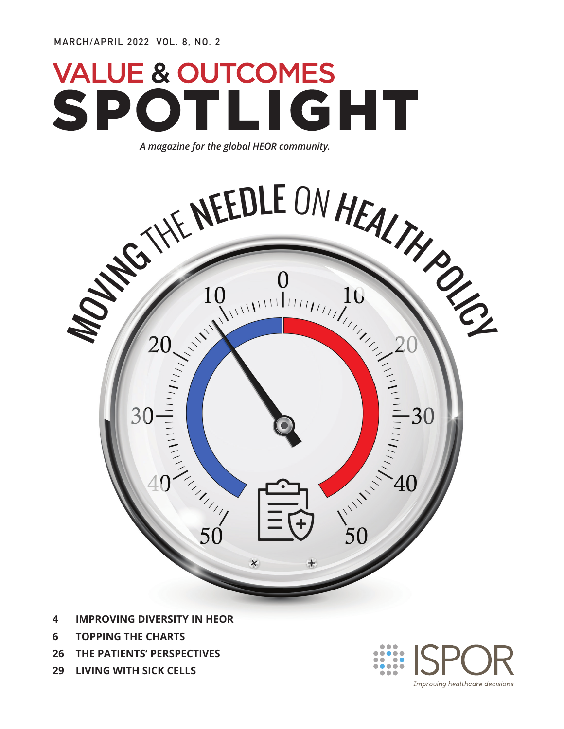MARCH/APRIL 2022 VOL. 8, NO. 2

# VALUE & OUTCOMES SPOTLIGHT

*A magazine for the global HEOR community.*

## MOVING THE NEEDLE ON HEALTH POLICY

- 4 **IMPROVING DIVERSITY IN HEOR**
- 6 **TOPPING THE CHARTS**
- 26 **THE PATIENTS' PERSPECTIVES**
- 29 **LIVING WITH SICK CELLS**

ISPOR

*Improving healthcare decisions*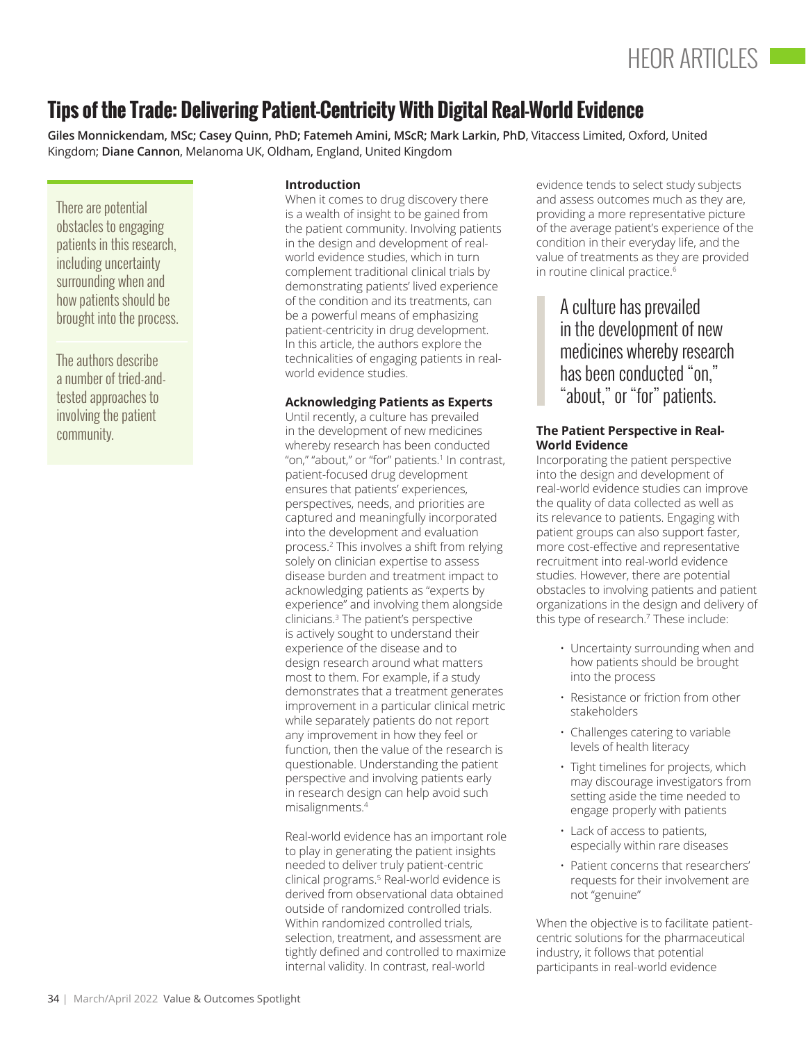# Tips of the Trade: Delivering Patient-Centricity With Digital Real-World Evidence

**Giles Monnickendam, MSc; Casey Quinn, PhD; Fatemeh Amini, MScR; Mark Larkin, PhD**, Vitaccess Limited, Oxford, United Kingdom; **Diane Cannon**, Melanoma UK, Oldham, England, United Kingdom

There are potential obstacles to engaging patients in this research, including uncertainty surrounding when and how patients should be brought into the process.

The authors describe a number of tried-and-tested approaches to involving the patient community.

### Introduction

When it comes to drug discovery there is a wealth of insight to be gained from the patient community. Involving patients in the design and development of real-world evidence studies, which in turn complement traditional clinical trials by demonstrating patients' lived experience of the condition and its treatments, can be a powerful means of emphasizing patient-centricity in drug development. In this article, the authors explore the technicalities of engaging patients in real-world evidence studies.

### Acknowledging Patients as Experts

Until recently, a culture has prevailed in the development of new medicines whereby research has been conducted "on," "about," or "for" patients.[1] In contrast, patient-focused drug development ensures that patients' experiences, perspectives, needs, and priorities are captured and meaningfully incorporated into the development and evaluation process.[2] This involves a shift from relying solely on clinician expertise to assess disease burden and treatment impact to acknowledging patients as "experts by experience" and involving them alongside clinicians.[3] The patient's perspective is actively sought to understand their experience of the disease and to design research around what matters most to them. For example, if a study demonstrates that a treatment generates improvement in a particular clinical metric while separately patients do not report any improvement in how they feel or function, then the value of the research is questionable. Understanding the patient perspective and involving patients early in research design can help avoid such misalignments.[4]

Real-world evidence has an important role to play in generating the patient insights needed to deliver truly patient-centric clinical programs.[5] Real-world evidence is derived from observational data obtained outside of randomized controlled trials. Within randomized controlled trials, selection, treatment, and assessment are tightly defined and controlled to maximize internal validity. In contrast, real-world evidence tends to select study subjects and assess outcomes much as they are, providing a more representative picture of the average patient's experience of the condition in their everyday life, and the value of treatments as they are provided in routine clinical practice.[6]

> A culture has prevailed in the development of new medicines whereby research has been conducted "on," "about," or "for" patients.

### The Patient Perspective in Real-World Evidence

Incorporating the patient perspective into the design and development of real-world evidence studies can improve the quality of data collected as well as its relevance to patients. Engaging with patient groups can also support faster, more cost-effective and representative recruitment into real-world evidence studies. However, there are potential obstacles to involving patients and patient organizations in the design and delivery of this type of research.[7] These include:

- Uncertainty surrounding when and how patients should be brought into the process
- Resistance or friction from other stakeholders
- Challenges catering to variable levels of health literacy
- Tight timelines for projects, which may discourage investigators from setting aside the time needed to engage properly with patients
- Lack of access to patients, especially within rare diseases
- Patient concerns that researchers' requests for their involvement are not "genuine"

When the objective is to facilitate patient-centric solutions for the pharmaceutical industry, it follows that potential participants in real-world evidence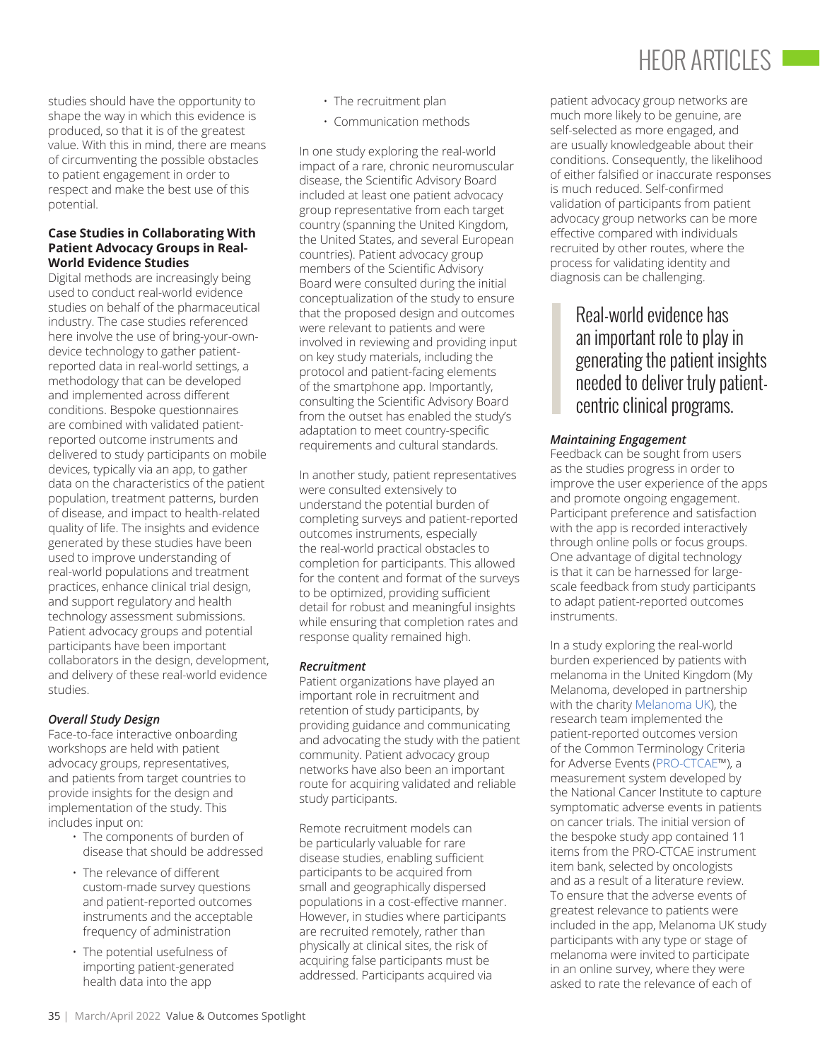studies should have the opportunity to shape the way in which this evidence is produced, so that it is of the greatest value. With this in mind, there are means of circumventing the possible obstacles to patient engagement in order to respect and make the best use of this potential.

### Case Studies in Collaborating With Patient Advocacy Groups in Real-World Evidence Studies

Digital methods are increasingly being used to conduct real-world evidence studies on behalf of the pharmaceutical industry. The case studies referenced here involve the use of bring-your-own-device technology to gather patient-reported data in real-world settings, a methodology that can be developed and implemented across different conditions. Bespoke questionnaires are combined with validated patient-reported outcome instruments and delivered to study participants on mobile devices, typically via an app, to gather data on the characteristics of the patient population, treatment patterns, burden of disease, and impact to health-related quality of life. The insights and evidence generated by these studies have been used to improve understanding of real-world populations and treatment practices, enhance clinical trial design, and support regulatory and health technology assessment submissions. Patient advocacy groups and potential participants have been important collaborators in the design, development, and delivery of these real-world evidence studies.

#### *Overall Study Design*

Face-to-face interactive onboarding workshops are held with patient advocacy groups, representatives, and patients from target countries to provide insights for the design and implementation of the study. This includes input on:

- The components of burden of disease that should be addressed
- The relevance of different custom-made survey questions and patient-reported outcomes instruments and the acceptable frequency of administration
- The potential usefulness of importing patient-generated health data into the app
- The recruitment plan
- Communication methods

In one study exploring the real-world impact of a rare, chronic neuromuscular disease, the Scientific Advisory Board included at least one patient advocacy group representative from each target country (spanning the United Kingdom, the United States, and several European countries). Patient advocacy group members of the Scientific Advisory Board were consulted during the initial conceptualization of the study to ensure that the proposed design and outcomes were relevant to patients and were involved in reviewing and providing input on key study materials, including the protocol and patient-facing elements of the smartphone app. Importantly, consulting the Scientific Advisory Board from the outset has enabled the study's adaptation to meet country-specific requirements and cultural standards.

In another study, patient representatives were consulted extensively to understand the potential burden of completing surveys and patient-reported outcomes instruments, especially the real-world practical obstacles to completion for participants. This allowed for the content and format of the surveys to be optimized, providing sufficient detail for robust and meaningful insights while ensuring that completion rates and response quality remained high.

#### *Recruitment*

Patient organizations have played an important role in recruitment and retention of study participants, by providing guidance and communicating and advocating the study with the patient community. Patient advocacy group networks have also been an important route for acquiring validated and reliable study participants.

Remote recruitment models can be particularly valuable for rare disease studies, enabling sufficient participants to be acquired from small and geographically dispersed populations in a cost-effective manner. However, in studies where participants are recruited remotely, rather than physically at clinical sites, the risk of acquiring false participants must be addressed. Participants acquired via patient advocacy group networks are much more likely to be genuine, are self-selected as more engaged, and are usually knowledgeable about their conditions. Consequently, the likelihood of either falsified or inaccurate responses is much reduced. Self-confirmed validation of participants from patient advocacy group networks can be more effective compared with individuals recruited by other routes, where the process for validating identity and diagnosis can be challenging.

> Real-world evidence has an important role to play in generating the patient insights needed to deliver truly patient-centric clinical programs.

#### *Maintaining Engagement*

Feedback can be sought from users as the studies progress in order to improve the user experience of the apps and promote ongoing engagement. Participant preference and satisfaction with the app is recorded interactively through online polls or focus groups. One advantage of digital technology is that it can be harnessed for large-scale feedback from study participants to adapt patient-reported outcomes instruments.

In a study exploring the real-world burden experienced by patients with melanoma in the United Kingdom (My Melanoma, developed in partnership with the charity Melanoma UK), the research team implemented the patient-reported outcomes version of the Common Terminology Criteria for Adverse Events (PRO-CTCAE™), a measurement system developed by the National Cancer Institute to capture symptomatic adverse events in patients on cancer trials. The initial version of the bespoke study app contained 11 items from the PRO-CTCAE instrument item bank, selected by oncologists and as a result of a literature review. To ensure that the adverse events of greatest relevance to patients were included in the app, Melanoma UK study participants with any type or stage of melanoma were invited to participate in an online survey, where they were asked to rate the relevance of each of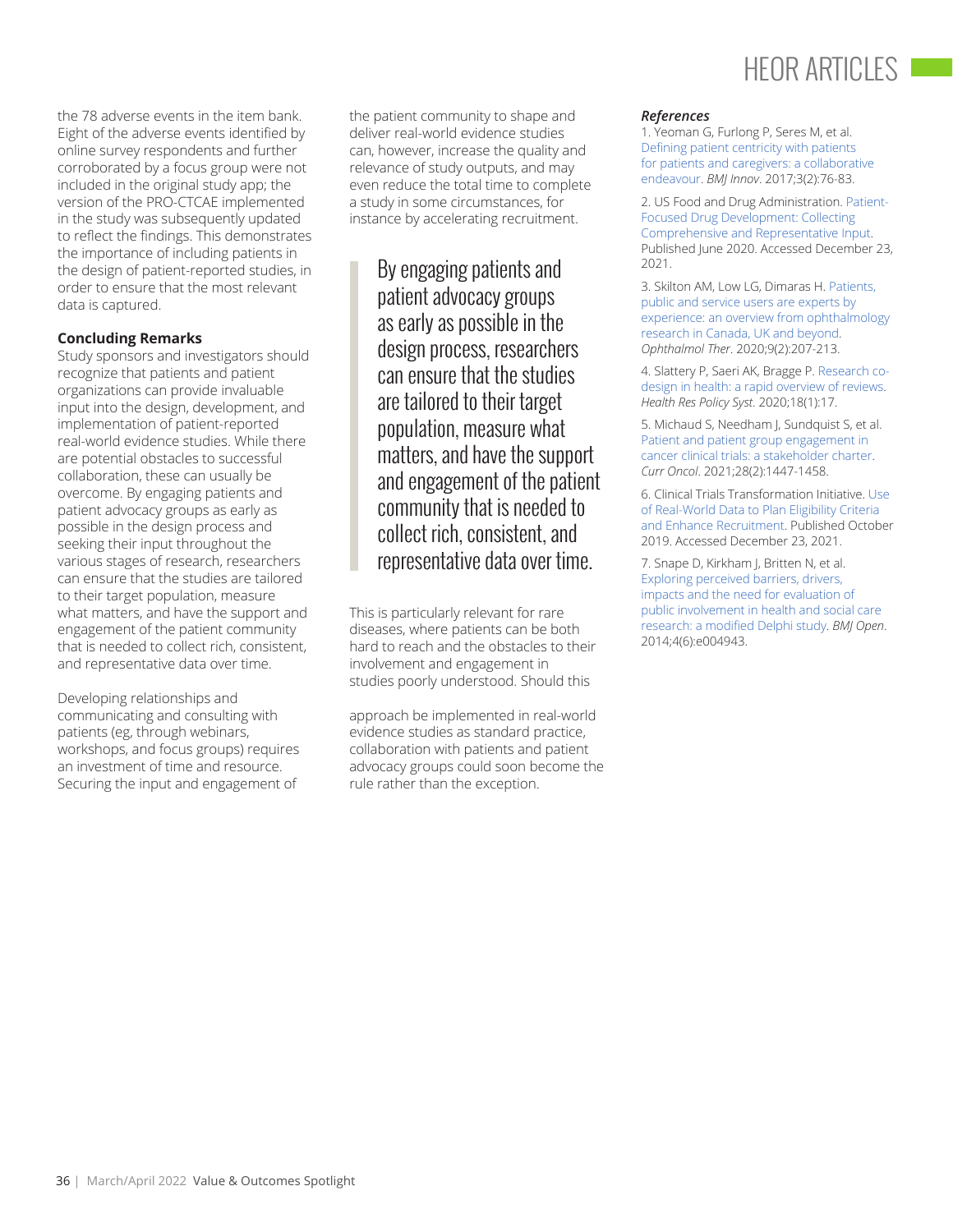the 78 adverse events in the item bank. Eight of the adverse events identified by online survey respondents and further corroborated by a focus group were not included in the original study app; the version of the PRO-CTCAE implemented in the study was subsequently updated to reflect the findings. This demonstrates the importance of including patients in the design of patient-reported studies, in order to ensure that the most relevant data is captured.

### Concluding Remarks

Study sponsors and investigators should recognize that patients and patient organizations can provide invaluable input into the design, development, and implementation of patient-reported real-world evidence studies. While there are potential obstacles to successful collaboration, these can usually be overcome. By engaging patients and patient advocacy groups as early as possible in the design process and seeking their input throughout the various stages of research, researchers can ensure that the studies are tailored to their target population, measure what matters, and have the support and engagement of the patient community that is needed to collect rich, consistent, and representative data over time.

Developing relationships and communicating and consulting with patients (eg, through webinars, workshops, and focus groups) requires an investment of time and resource. Securing the input and engagement of the patient community to shape and deliver real-world evidence studies can, however, increase the quality and relevance of study outputs, and may even reduce the total time to complete a study in some circumstances, for instance by accelerating recruitment.

> By engaging patients and patient advocacy groups as early as possible in the design process, researchers can ensure that the studies are tailored to their target population, measure what matters, and have the support and engagement of the patient community that is needed to collect rich, consistent, and representative data over time.

This is particularly relevant for rare diseases, where patients can be both hard to reach and the obstacles to their involvement and engagement in studies poorly understood. Should this approach be implemented in real-world evidence studies as standard practice, collaboration with patients and patient advocacy groups could soon become the rule rather than the exception.

### *References*

1. Yeoman G, Furlong P, Seres M, et al. Defining patient centricity with patients for patients and caregivers: a collaborative endeavour. *BMJ Innov*. 2017;3(2):76-83.

2. US Food and Drug Administration. Patient-Focused Drug Development: Collecting Comprehensive and Representative Input. Published June 2020. Accessed December 23, 2021.

3. Skilton AM, Low LG, Dimaras H. Patients, public and service users are experts by experience: an overview from ophthalmology research in Canada, UK and beyond. *Ophthalmol Ther*. 2020;9(2):207-213.

4. Slattery P, Saeri AK, Bragge P. Research co-design in health: a rapid overview of reviews. *Health Res Policy Syst*. 2020;18(1):17.

5. Michaud S, Needham J, Sundquist S, et al. Patient and patient group engagement in cancer clinical trials: a stakeholder charter. *Curr Oncol*. 2021;28(2):1447-1458.

6. Clinical Trials Transformation Initiative. Use of Real-World Data to Plan Eligibility Criteria and Enhance Recruitment. Published October 2019. Accessed December 23, 2021.

7. Snape D, Kirkham J, Britten N, et al. Exploring perceived barriers, drivers, impacts and the need for evaluation of public involvement in health and social care research: a modified Delphi study. *BMJ Open*. 2014;4(6):e004943.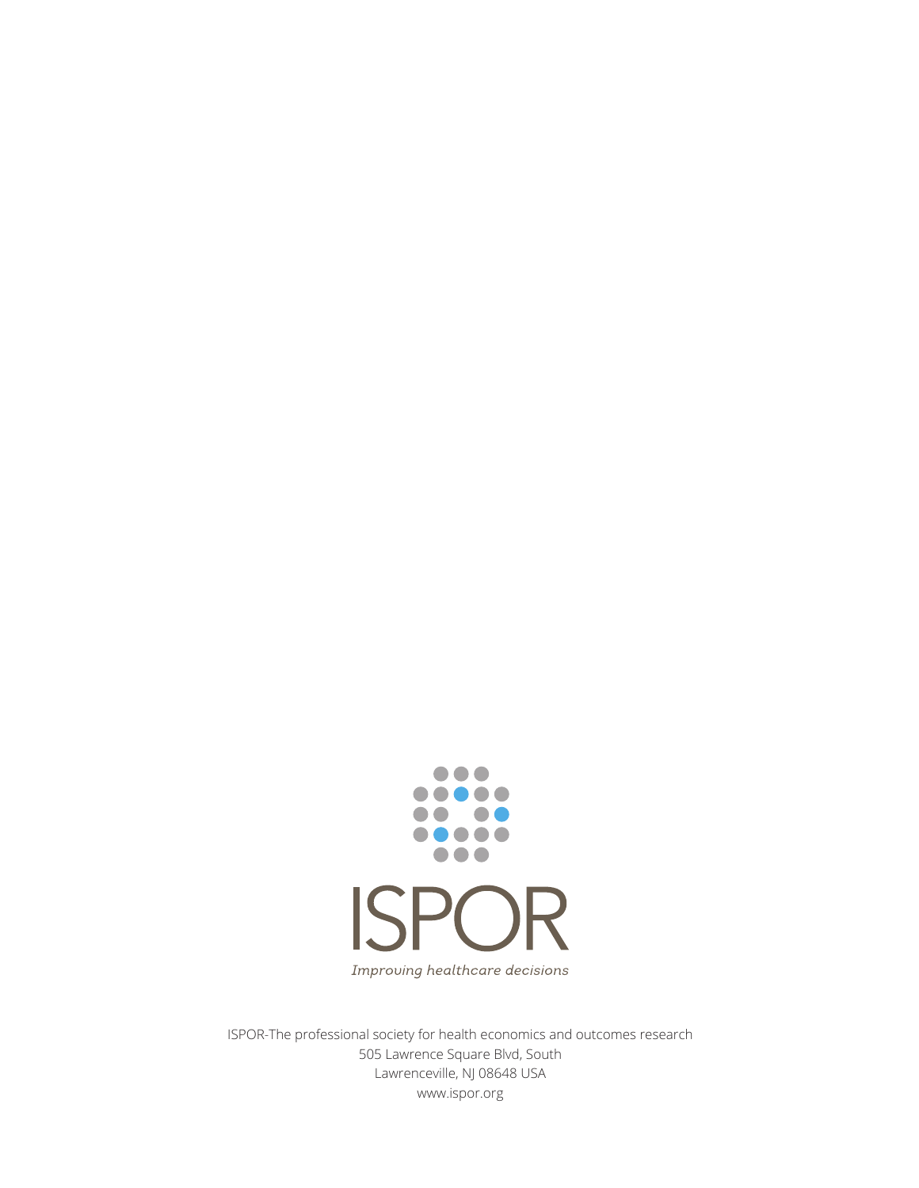ISPOR

*Improving healthcare decisions*

ISPOR-The professional society for health economics and outcomes research
505 Lawrence Square Blvd, South
Lawrenceville, NJ 08648 USA
www.ispor.org